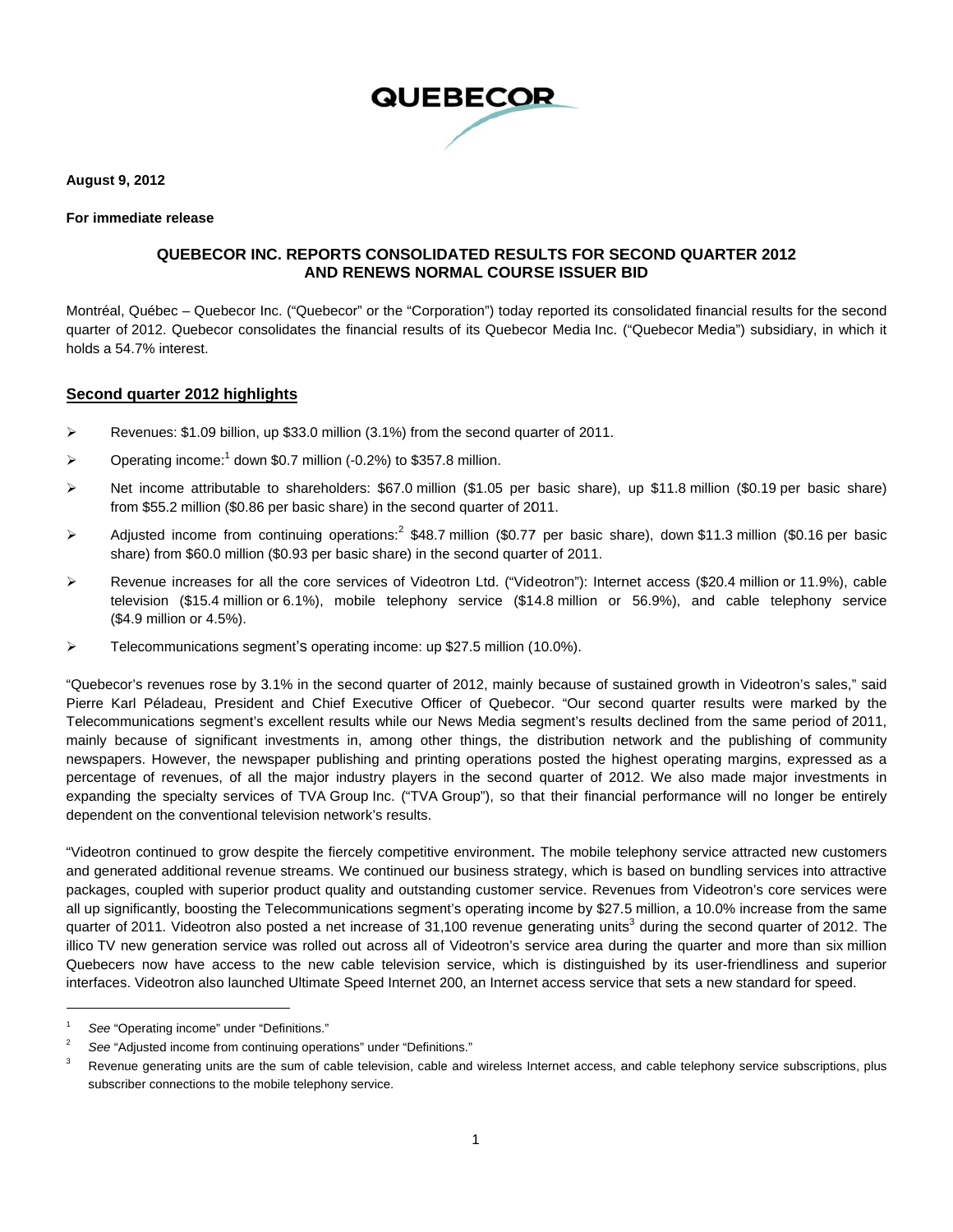QUEBECOR

**August 9, 2012**

**For immediate release**

# QUEBECOR INC. REPORTS CONSOLIDATED RESULTS FOR SECOND QUARTER 2012 AND RENEWS NORMAL COURSE ISSUER BID

Montréal, Québec – Quebecor Inc. ("Quebecor" or the "Corporation") today reported its consolidated financial results for the second quarter of 2012. Quebecor consolidates the financial results of its Quebecor Media Inc. ("Quebecor Media") subsidiary, in which it holds a 54.7% interest.

## Second quarter 2012 highlights

- Revenues: $1.09 billion, up $33.0 million (3.1%) from the second quarter of 2011.
- Operating income:[1] down $0.7 million (-0.2%) to $357.8 million.
- Net income attributable to shareholders: $67.0 million ($1.05 per basic share), up $11.8 million ($0.19 per basic share) from $55.2 million ($0.86 per basic share) in the second quarter of 2011.
- Adjusted income from continuing operations:[2] $48.7 million ($0.77 per basic share), down $11.3 million ($0.16 per basic share) from $60.0 million ($0.93 per basic share) in the second quarter of 2011.
- Revenue increases for all the core services of Videotron Ltd. ("Videotron"): Internet access ($20.4 million or 11.9%), cable television ($15.4 million or 6.1%), mobile telephony service ($14.8 million or 56.9%), and cable telephony service ($4.9 million or 4.5%).
- Telecommunications segment's operating income: up $27.5 million (10.0%).

"Quebecor's revenues rose by 3.1% in the second quarter of 2012, mainly because of sustained growth in Videotron's sales," said Pierre Karl Péladeau, President and Chief Executive Officer of Quebecor. "Our second quarter results were marked by the Telecommunications segment's excellent results while our News Media segment's results declined from the same period of 2011, mainly because of significant investments in, among other things, the distribution network and the publishing of community newspapers. However, the newspaper publishing and printing operations posted the highest operating margins, expressed as a percentage of revenues, of all the major industry players in the second quarter of 2012. We also made major investments in expanding the specialty services of TVA Group Inc. ("TVA Group"), so that their financial performance will no longer be entirely dependent on the conventional television network's results.

"Videotron continued to grow despite the fiercely competitive environment. The mobile telephony service attracted new customers and generated additional revenue streams. We continued our business strategy, which is based on bundling services into attractive packages, coupled with superior product quality and outstanding customer service. Revenues from Videotron's core services were all up significantly, boosting the Telecommunications segment's operating income by $27.5 million, a 10.0% increase from the same quarter of 2011. Videotron also posted a net increase of 31,100 revenue generating units[3] during the second quarter of 2012. The illico TV new generation service was rolled out across all of Videotron's service area during the quarter and more than six million Quebecers now have access to the new cable television service, which is distinguished by its user-friendliness and superior interfaces. Videotron also launched Ultimate Speed Internet 200, an Internet access service that sets a new standard for speed.

---

[1] *See* "Operating income" under "Definitions."

[2] *See* "Adjusted income from continuing operations" under "Definitions."

[3] Revenue generating units are the sum of cable television, cable and wireless Internet access, and cable telephony service subscriptions, plus subscriber connections to the mobile telephony service.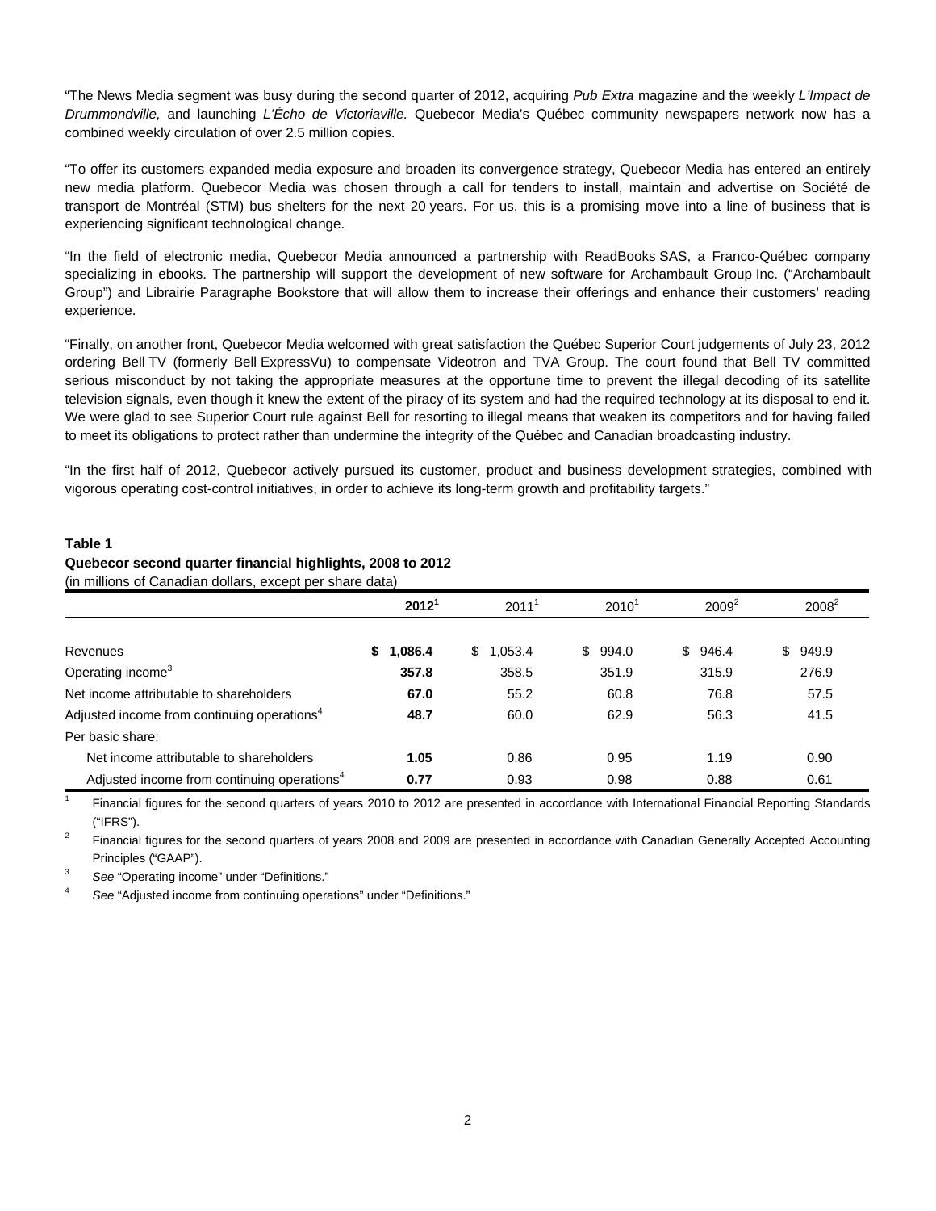"The News Media segment was busy during the second quarter of 2012, acquiring *Pub Extra* magazine and the weekly *L'Impact de Drummondville,* and launching *L'Écho de Victoriaville.* Quebecor Media's Québec community newspapers network now has a combined weekly circulation of over 2.5 million copies.

"To offer its customers expanded media exposure and broaden its convergence strategy, Quebecor Media has entered an entirely new media platform. Quebecor Media was chosen through a call for tenders to install, maintain and advertise on Société de transport de Montréal (STM) bus shelters for the next 20 years. For us, this is a promising move into a line of business that is experiencing significant technological change.

"In the field of electronic media, Quebecor Media announced a partnership with ReadBooks SAS, a Franco-Québec company specializing in ebooks. The partnership will support the development of new software for Archambault Group Inc. ("Archambault Group") and Librairie Paragraphe Bookstore that will allow them to increase their offerings and enhance their customers' reading experience.

"Finally, on another front, Quebecor Media welcomed with great satisfaction the Québec Superior Court judgements of July 23, 2012 ordering Bell TV (formerly Bell ExpressVu) to compensate Videotron and TVA Group. The court found that Bell TV committed serious misconduct by not taking the appropriate measures at the opportune time to prevent the illegal decoding of its satellite television signals, even though it knew the extent of the piracy of its system and had the required technology at its disposal to end it. We were glad to see Superior Court rule against Bell for resorting to illegal means that weaken its competitors and for having failed to meet its obligations to protect rather than undermine the integrity of the Québec and Canadian broadcasting industry.

"In the first half of 2012, Quebecor actively pursued its customer, product and business development strategies, combined with vigorous operating cost-control initiatives, in order to achieve its long-term growth and profitability targets."

**Table 1**
**Quebecor second quarter financial highlights, 2008 to 2012**
(in millions of Canadian dollars, except per share data)

| | **2012[1]** | 2011[1] | 2010[1] | 2009[2] | 2008[2] |
|---|---|---|---|---|---|
| Revenues | **$ 1,086.4** | $ 1,053.4 | $ 994.0 | $ 946.4 | $ 949.9 |
| Operating income[3] | **357.8** | 358.5 | 351.9 | 315.9 | 276.9 |
| Net income attributable to shareholders | **67.0** | 55.2 | 60.8 | 76.8 | 57.5 |
| Adjusted income from continuing operations[4] | **48.7** | 60.0 | 62.9 | 56.3 | 41.5 |
| Per basic share: | | | | | |
| Net income attributable to shareholders | **1.05** | 0.86 | 0.95 | 1.19 | 0.90 |
| Adjusted income from continuing operations[4] | **0.77** | 0.93 | 0.98 | 0.88 | 0.61 |

[1] Financial figures for the second quarters of years 2010 to 2012 are presented in accordance with International Financial Reporting Standards ("IFRS").

[2] Financial figures for the second quarters of years 2008 and 2009 are presented in accordance with Canadian Generally Accepted Accounting Principles ("GAAP").

[3] *See* "Operating income" under "Definitions."

[4] *See* "Adjusted income from continuing operations" under "Definitions."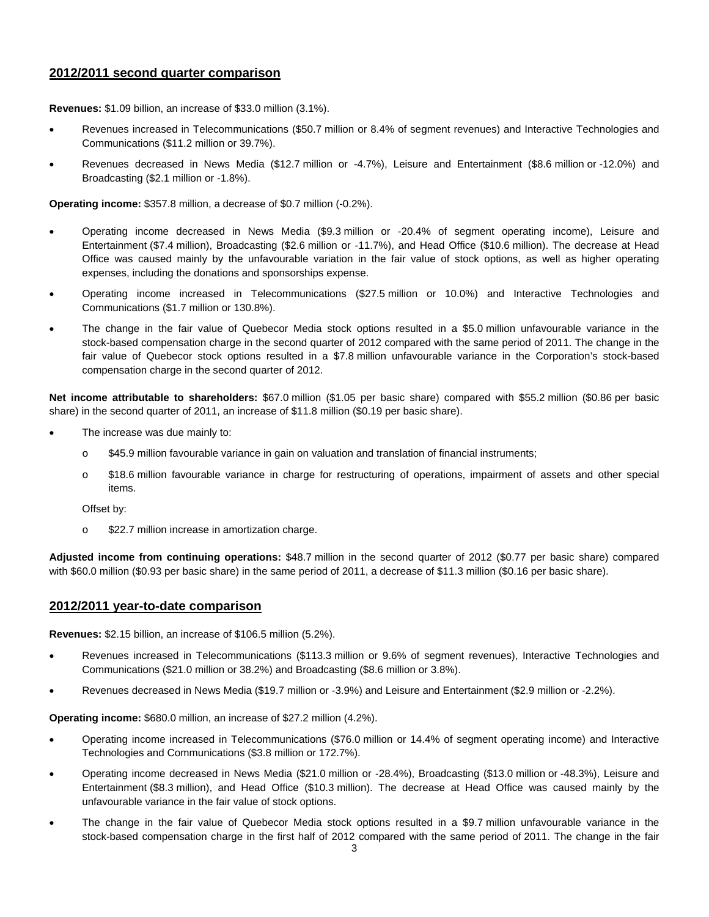## 2012/2011 second quarter comparison

**Revenues:** $1.09 billion, an increase of $33.0 million (3.1%).

- Revenues increased in Telecommunications ($50.7 million or 8.4% of segment revenues) and Interactive Technologies and Communications ($11.2 million or 39.7%).
- Revenues decreased in News Media ($12.7 million or -4.7%), Leisure and Entertainment ($8.6 million or -12.0%) and Broadcasting ($2.1 million or -1.8%).

**Operating income:** $357.8 million, a decrease of $0.7 million (-0.2%).

- Operating income decreased in News Media ($9.3 million or -20.4% of segment operating income), Leisure and Entertainment ($7.4 million), Broadcasting ($2.6 million or -11.7%), and Head Office ($10.6 million). The decrease at Head Office was caused mainly by the unfavourable variation in the fair value of stock options, as well as higher operating expenses, including the donations and sponsorships expense.
- Operating income increased in Telecommunications ($27.5 million or 10.0%) and Interactive Technologies and Communications ($1.7 million or 130.8%).
- The change in the fair value of Quebecor Media stock options resulted in a $5.0 million unfavourable variance in the stock-based compensation charge in the second quarter of 2012 compared with the same period of 2011. The change in the fair value of Quebecor stock options resulted in a $7.8 million unfavourable variance in the Corporation's stock-based compensation charge in the second quarter of 2012.

**Net income attributable to shareholders:** $67.0 million ($1.05 per basic share) compared with $55.2 million ($0.86 per basic share) in the second quarter of 2011, an increase of $11.8 million ($0.19 per basic share).

- The increase was due mainly to:
  - $45.9 million favourable variance in gain on valuation and translation of financial instruments;
  - $18.6 million favourable variance in charge for restructuring of operations, impairment of assets and other special items.

  Offset by:

  - $22.7 million increase in amortization charge.

**Adjusted income from continuing operations:** $48.7 million in the second quarter of 2012 ($0.77 per basic share) compared with $60.0 million ($0.93 per basic share) in the same period of 2011, a decrease of $11.3 million ($0.16 per basic share).

## 2012/2011 year-to-date comparison

**Revenues:** $2.15 billion, an increase of $106.5 million (5.2%).

- Revenues increased in Telecommunications ($113.3 million or 9.6% of segment revenues), Interactive Technologies and Communications ($21.0 million or 38.2%) and Broadcasting ($8.6 million or 3.8%).
- Revenues decreased in News Media ($19.7 million or -3.9%) and Leisure and Entertainment ($2.9 million or -2.2%).

**Operating income:** $680.0 million, an increase of $27.2 million (4.2%).

- Operating income increased in Telecommunications ($76.0 million or 14.4% of segment operating income) and Interactive Technologies and Communications ($3.8 million or 172.7%).
- Operating income decreased in News Media ($21.0 million or -28.4%), Broadcasting ($13.0 million or -48.3%), Leisure and Entertainment ($8.3 million), and Head Office ($10.3 million). The decrease at Head Office was caused mainly by the unfavourable variance in the fair value of stock options.
- The change in the fair value of Quebecor Media stock options resulted in a $9.7 million unfavourable variance in the stock-based compensation charge in the first half of 2012 compared with the same period of 2011. The change in the fair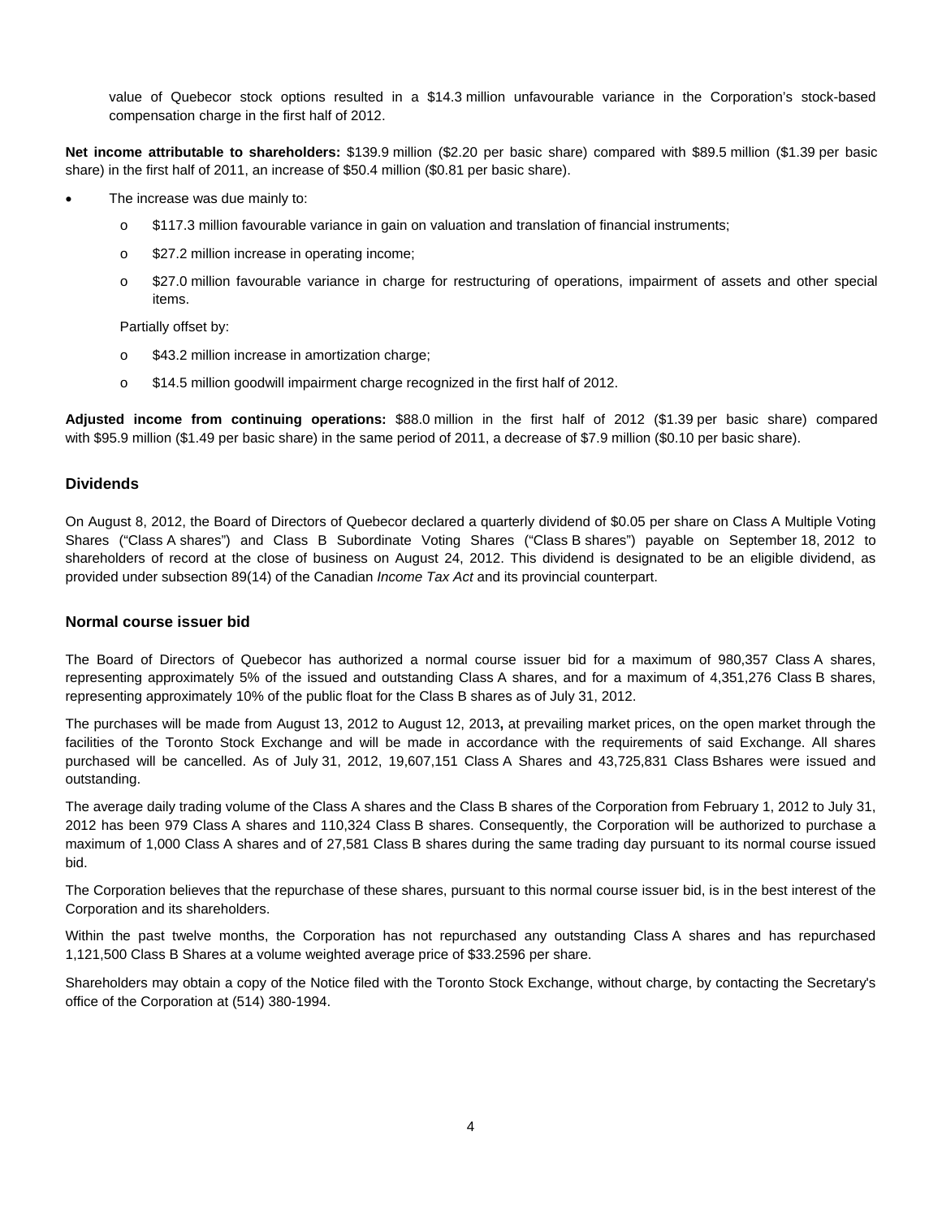value of Quebecor stock options resulted in a $14.3 million unfavourable variance in the Corporation's stock-based compensation charge in the first half of 2012.

**Net income attributable to shareholders:** $139.9 million ($2.20 per basic share) compared with $89.5 million ($1.39 per basic share) in the first half of 2011, an increase of $50.4 million ($0.81 per basic share).

- The increase was due mainly to:
  - $117.3 million favourable variance in gain on valuation and translation of financial instruments;
  - $27.2 million increase in operating income;
  - $27.0 million favourable variance in charge for restructuring of operations, impairment of assets and other special items.

  Partially offset by:

  - $43.2 million increase in amortization charge;
  - $14.5 million goodwill impairment charge recognized in the first half of 2012.

**Adjusted income from continuing operations:** $88.0 million in the first half of 2012 ($1.39 per basic share) compared with $95.9 million ($1.49 per basic share) in the same period of 2011, a decrease of $7.9 million ($0.10 per basic share).

## Dividends

On August 8, 2012, the Board of Directors of Quebecor declared a quarterly dividend of $0.05 per share on Class A Multiple Voting Shares ("Class A shares") and Class B Subordinate Voting Shares ("Class B shares") payable on September 18, 2012 to shareholders of record at the close of business on August 24, 2012. This dividend is designated to be an eligible dividend, as provided under subsection 89(14) of the Canadian *Income Tax Act* and its provincial counterpart.

## Normal course issuer bid

The Board of Directors of Quebecor has authorized a normal course issuer bid for a maximum of 980,357 Class A shares, representing approximately 5% of the issued and outstanding Class A shares, and for a maximum of 4,351,276 Class B shares, representing approximately 10% of the public float for the Class B shares as of July 31, 2012.

The purchases will be made from August 13, 2012 to August 12, 2013**,** at prevailing market prices, on the open market through the facilities of the Toronto Stock Exchange and will be made in accordance with the requirements of said Exchange. All shares purchased will be cancelled. As of July 31, 2012, 19,607,151 Class A Shares and 43,725,831 Class Bshares were issued and outstanding.

The average daily trading volume of the Class A shares and the Class B shares of the Corporation from February 1, 2012 to July 31, 2012 has been 979 Class A shares and 110,324 Class B shares. Consequently, the Corporation will be authorized to purchase a maximum of 1,000 Class A shares and of 27,581 Class B shares during the same trading day pursuant to its normal course issued bid.

The Corporation believes that the repurchase of these shares, pursuant to this normal course issuer bid, is in the best interest of the Corporation and its shareholders.

Within the past twelve months, the Corporation has not repurchased any outstanding Class A shares and has repurchased 1,121,500 Class B Shares at a volume weighted average price of $33.2596 per share.

Shareholders may obtain a copy of the Notice filed with the Toronto Stock Exchange, without charge, by contacting the Secretary's office of the Corporation at (514) 380-1994.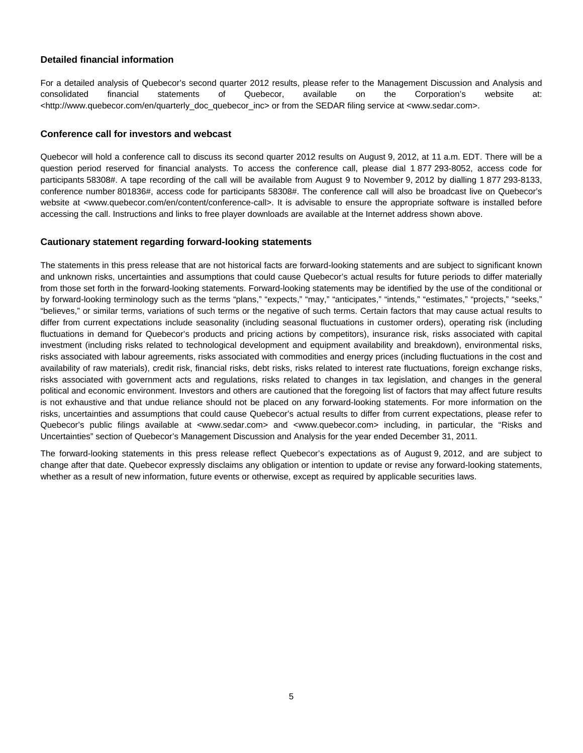### Detailed financial information

For a detailed analysis of Quebecor's second quarter 2012 results, please refer to the Management Discussion and Analysis and consolidated financial statements of Quebecor, available on the Corporation's website at: <http://www.quebecor.com/en/quarterly_doc_quebecor_inc> or from the SEDAR filing service at <www.sedar.com>.

### Conference call for investors and webcast

Quebecor will hold a conference call to discuss its second quarter 2012 results on August 9, 2012, at 11 a.m. EDT. There will be a question period reserved for financial analysts. To access the conference call, please dial 1 877 293-8052, access code for participants 58308#. A tape recording of the call will be available from August 9 to November 9, 2012 by dialling 1 877 293-8133, conference number 801836#, access code for participants 58308#. The conference call will also be broadcast live on Quebecor's website at <www.quebecor.com/en/content/conference-call>. It is advisable to ensure the appropriate software is installed before accessing the call. Instructions and links to free player downloads are available at the Internet address shown above.

### Cautionary statement regarding forward-looking statements

The statements in this press release that are not historical facts are forward-looking statements and are subject to significant known and unknown risks, uncertainties and assumptions that could cause Quebecor's actual results for future periods to differ materially from those set forth in the forward-looking statements. Forward-looking statements may be identified by the use of the conditional or by forward-looking terminology such as the terms "plans," "expects," "may," "anticipates," "intends," "estimates," "projects," "seeks," "believes," or similar terms, variations of such terms or the negative of such terms. Certain factors that may cause actual results to differ from current expectations include seasonality (including seasonal fluctuations in customer orders), operating risk (including fluctuations in demand for Quebecor's products and pricing actions by competitors), insurance risk, risks associated with capital investment (including risks related to technological development and equipment availability and breakdown), environmental risks, risks associated with labour agreements, risks associated with commodities and energy prices (including fluctuations in the cost and availability of raw materials), credit risk, financial risks, debt risks, risks related to interest rate fluctuations, foreign exchange risks, risks associated with government acts and regulations, risks related to changes in tax legislation, and changes in the general political and economic environment. Investors and others are cautioned that the foregoing list of factors that may affect future results is not exhaustive and that undue reliance should not be placed on any forward-looking statements. For more information on the risks, uncertainties and assumptions that could cause Quebecor's actual results to differ from current expectations, please refer to Quebecor's public filings available at <www.sedar.com> and <www.quebecor.com> including, in particular, the "Risks and Uncertainties" section of Quebecor's Management Discussion and Analysis for the year ended December 31, 2011.

The forward-looking statements in this press release reflect Quebecor's expectations as of August 9, 2012, and are subject to change after that date. Quebecor expressly disclaims any obligation or intention to update or revise any forward-looking statements, whether as a result of new information, future events or otherwise, except as required by applicable securities laws.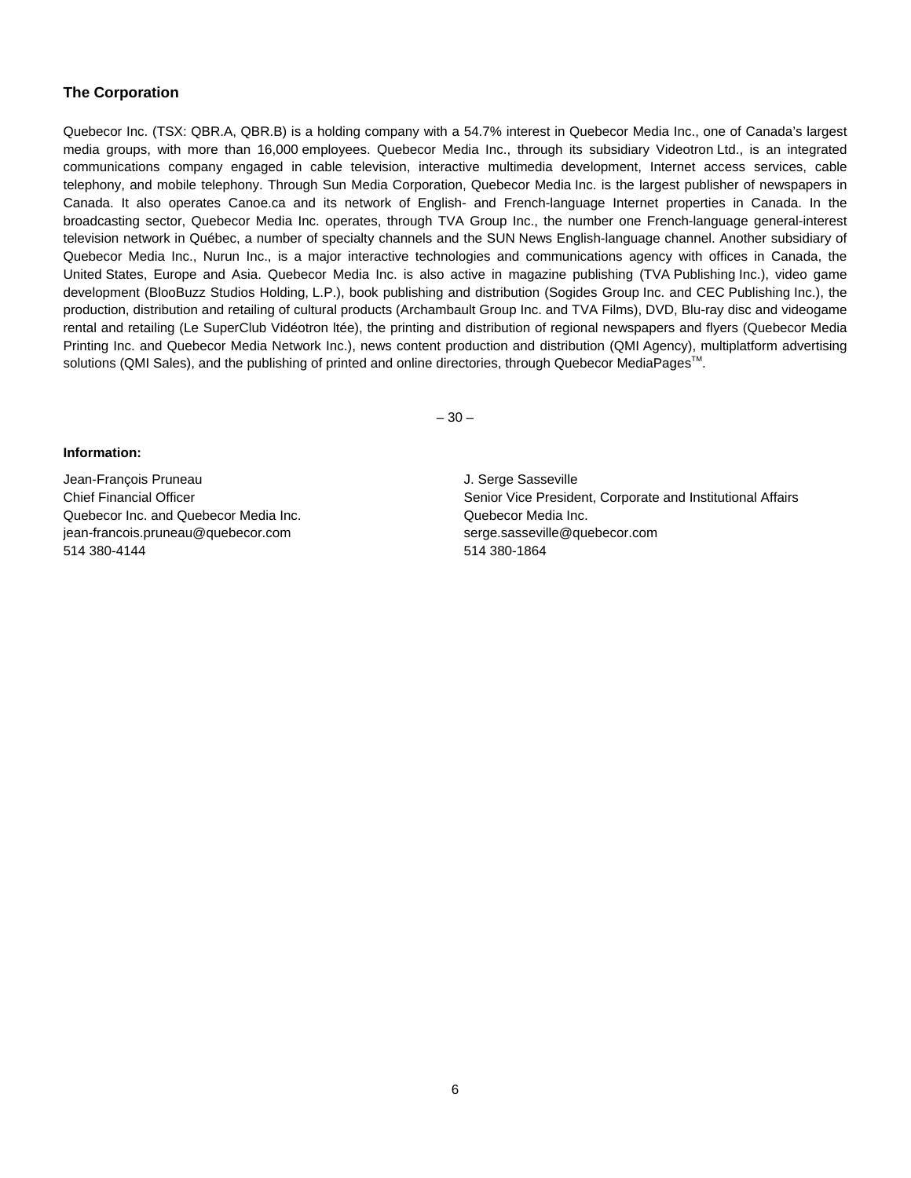### The Corporation

Quebecor Inc. (TSX: QBR.A, QBR.B) is a holding company with a 54.7% interest in Quebecor Media Inc., one of Canada's largest media groups, with more than 16,000 employees. Quebecor Media Inc., through its subsidiary Videotron Ltd., is an integrated communications company engaged in cable television, interactive multimedia development, Internet access services, cable telephony, and mobile telephony. Through Sun Media Corporation, Quebecor Media Inc. is the largest publisher of newspapers in Canada. It also operates Canoe.ca and its network of English- and French-language Internet properties in Canada. In the broadcasting sector, Quebecor Media Inc. operates, through TVA Group Inc., the number one French-language general-interest television network in Québec, a number of specialty channels and the SUN News English-language channel. Another subsidiary of Quebecor Media Inc., Nurun Inc., is a major interactive technologies and communications agency with offices in Canada, the United States, Europe and Asia. Quebecor Media Inc. is also active in magazine publishing (TVA Publishing Inc.), video game development (BlooBuzz Studios Holding, L.P.), book publishing and distribution (Sogides Group Inc. and CEC Publishing Inc.), the production, distribution and retailing of cultural products (Archambault Group Inc. and TVA Films), DVD, Blu-ray disc and videogame rental and retailing (Le SuperClub Vidéotron ltée), the printing and distribution of regional newspapers and flyers (Quebecor Media Printing Inc. and Quebecor Media Network Inc.), news content production and distribution (QMI Agency), multiplatform advertising solutions (QMI Sales), and the publishing of printed and online directories, through Quebecor MediaPages™.

– 30 –

**Information:**

Jean-François Pruneau
Chief Financial Officer
Quebecor Inc. and Quebecor Media Inc.
jean-francois.pruneau@quebecor.com
514 380-4144

J. Serge Sasseville
Senior Vice President, Corporate and Institutional Affairs
Quebecor Media Inc.
serge.sasseville@quebecor.com
514 380-1864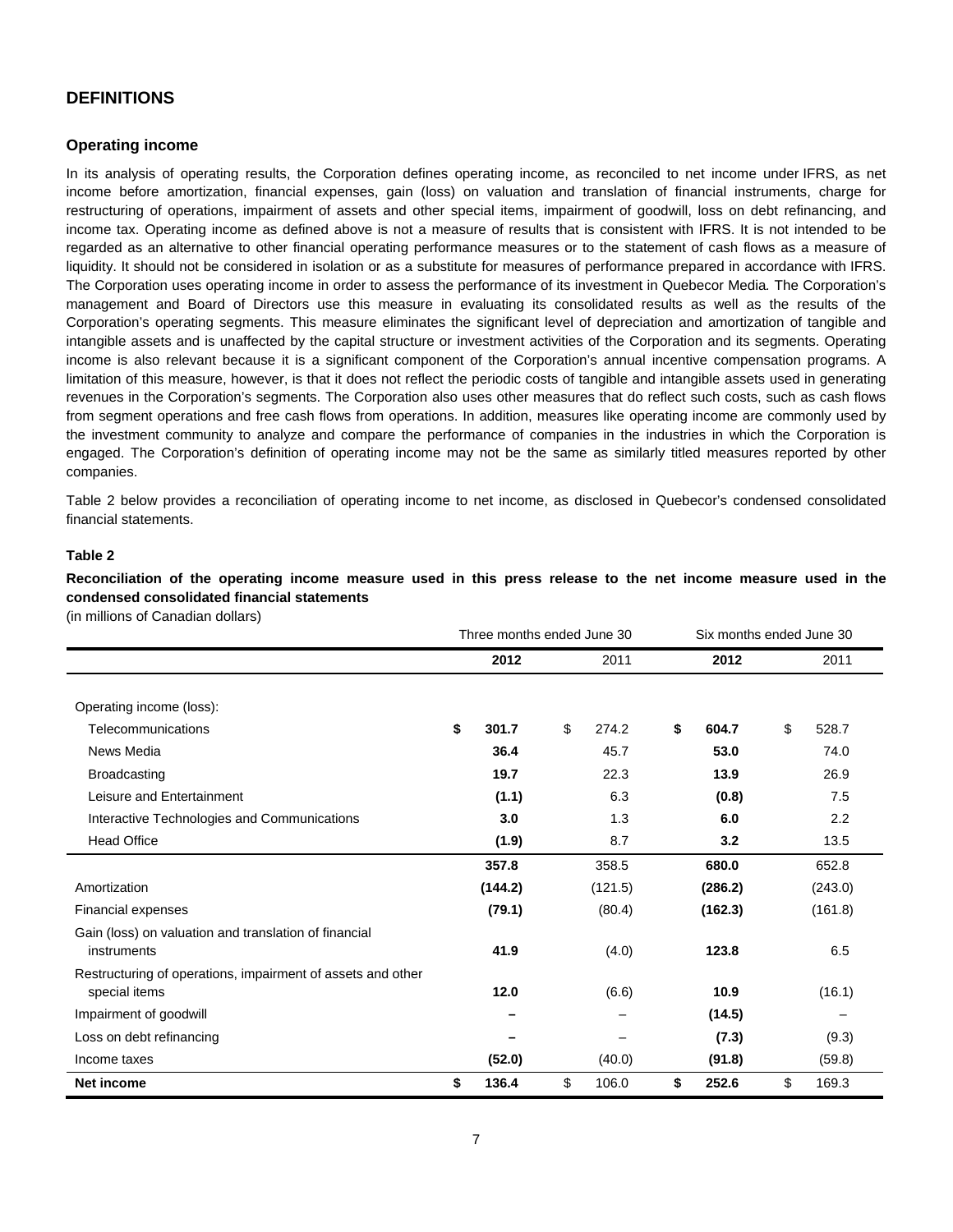## DEFINITIONS

### Operating income

In its analysis of operating results, the Corporation defines operating income, as reconciled to net income under IFRS, as net income before amortization, financial expenses, gain (loss) on valuation and translation of financial instruments, charge for restructuring of operations, impairment of assets and other special items, impairment of goodwill, loss on debt refinancing, and income tax. Operating income as defined above is not a measure of results that is consistent with IFRS. It is not intended to be regarded as an alternative to other financial operating performance measures or to the statement of cash flows as a measure of liquidity. It should not be considered in isolation or as a substitute for measures of performance prepared in accordance with IFRS. The Corporation uses operating income in order to assess the performance of its investment in Quebecor Media*.* The Corporation's management and Board of Directors use this measure in evaluating its consolidated results as well as the results of the Corporation's operating segments. This measure eliminates the significant level of depreciation and amortization of tangible and intangible assets and is unaffected by the capital structure or investment activities of the Corporation and its segments. Operating income is also relevant because it is a significant component of the Corporation's annual incentive compensation programs. A limitation of this measure, however, is that it does not reflect the periodic costs of tangible and intangible assets used in generating revenues in the Corporation's segments. The Corporation also uses other measures that do reflect such costs, such as cash flows from segment operations and free cash flows from operations. In addition, measures like operating income are commonly used by the investment community to analyze and compare the performance of companies in the industries in which the Corporation is engaged. The Corporation's definition of operating income may not be the same as similarly titled measures reported by other companies.

Table 2 below provides a reconciliation of operating income to net income, as disclosed in Quebecor's condensed consolidated financial statements.

**Table 2**

**Reconciliation of the operating income measure used in this press release to the net income measure used in the condensed consolidated financial statements**
(in millions of Canadian dollars)

| | Three months ended June 30 | | Six months ended June 30 | |
|---|---|---|---|---|
| | **2012** | 2011 | **2012** | 2011 |
| Operating income (loss): | | | | |
| Telecommunications | **$ 301.7** | $ 274.2 | **$ 604.7** | $ 528.7 |
| News Media | **36.4** | 45.7 | **53.0** | 74.0 |
| Broadcasting | **19.7** | 22.3 | **13.9** | 26.9 |
| Leisure and Entertainment | **(1.1)** | 6.3 | **(0.8)** | 7.5 |
| Interactive Technologies and Communications | **3.0** | 1.3 | **6.0** | 2.2 |
| Head Office | **(1.9)** | 8.7 | **3.2** | 13.5 |
| | **357.8** | 358.5 | **680.0** | 652.8 |
| Amortization | **(144.2)** | (121.5) | **(286.2)** | (243.0) |
| Financial expenses | **(79.1)** | (80.4) | **(162.3)** | (161.8) |
| Gain (loss) on valuation and translation of financial instruments | **41.9** | (4.0) | **123.8** | 6.5 |
| Restructuring of operations, impairment of assets and other special items | **12.0** | (6.6) | **10.9** | (16.1) |
| Impairment of goodwill | **–** | – | **(14.5)** | – |
| Loss on debt refinancing | **–** | – | **(7.3)** | (9.3) |
| Income taxes | **(52.0)** | (40.0) | **(91.8)** | (59.8) |
| **Net income** | **$ 136.4** | $ 106.0 | **$ 252.6** | $ 169.3 |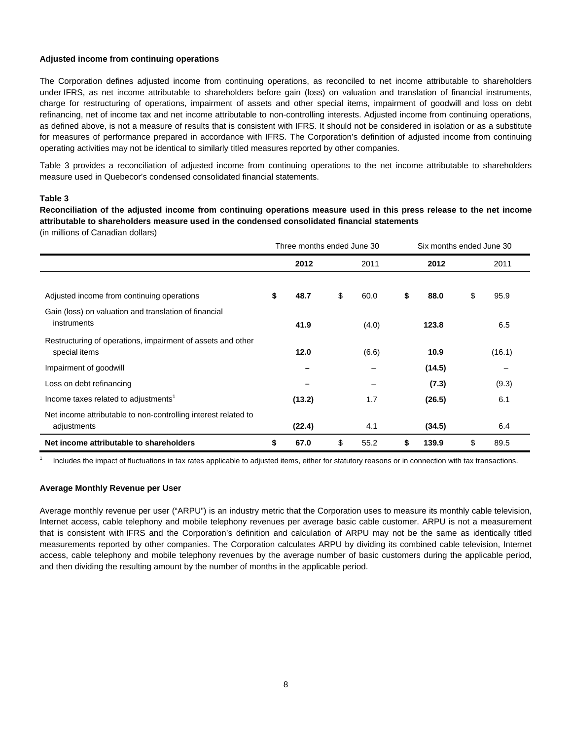**Adjusted income from continuing operations**

The Corporation defines adjusted income from continuing operations, as reconciled to net income attributable to shareholders under IFRS, as net income attributable to shareholders before gain (loss) on valuation and translation of financial instruments, charge for restructuring of operations, impairment of assets and other special items, impairment of goodwill and loss on debt refinancing, net of income tax and net income attributable to non-controlling interests. Adjusted income from continuing operations, as defined above, is not a measure of results that is consistent with IFRS. It should not be considered in isolation or as a substitute for measures of performance prepared in accordance with IFRS. The Corporation's definition of adjusted income from continuing operating activities may not be identical to similarly titled measures reported by other companies.

Table 3 provides a reconciliation of adjusted income from continuing operations to the net income attributable to shareholders measure used in Quebecor's condensed consolidated financial statements.

**Table 3**

**Reconciliation of the adjusted income from continuing operations measure used in this press release to the net income attributable to shareholders measure used in the condensed consolidated financial statements**

(in millions of Canadian dollars)

| | Three months ended June 30 | | Six months ended June 30 | |
|---|---|---|---|---|
| | **2012** | 2011 | **2012** | 2011 |
| Adjusted income from continuing operations | **$ 48.7** | $ 60.0 | **$ 88.0** | $ 95.9 |
| Gain (loss) on valuation and translation of financial instruments | **41.9** | (4.0) | **123.8** | 6.5 |
| Restructuring of operations, impairment of assets and other special items | **12.0** | (6.6) | **10.9** | (16.1) |
| Impairment of goodwill | **–** | – | **(14.5)** | – |
| Loss on debt refinancing | **–** | – | **(7.3)** | (9.3) |
| Income taxes related to adjustments[1] | **(13.2)** | 1.7 | **(26.5)** | 6.1 |
| Net income attributable to non-controlling interest related to adjustments | **(22.4)** | 4.1 | **(34.5)** | 6.4 |
| **Net income attributable to shareholders** | **$ 67.0** | $ 55.2 | **$ 139.9** | $ 89.5 |

[1] Includes the impact of fluctuations in tax rates applicable to adjusted items, either for statutory reasons or in connection with tax transactions.

**Average Monthly Revenue per User**

Average monthly revenue per user ("ARPU") is an industry metric that the Corporation uses to measure its monthly cable television, Internet access, cable telephony and mobile telephony revenues per average basic cable customer. ARPU is not a measurement that is consistent with IFRS and the Corporation's definition and calculation of ARPU may not be the same as identically titled measurements reported by other companies. The Corporation calculates ARPU by dividing its combined cable television, Internet access, cable telephony and mobile telephony revenues by the average number of basic customers during the applicable period, and then dividing the resulting amount by the number of months in the applicable period.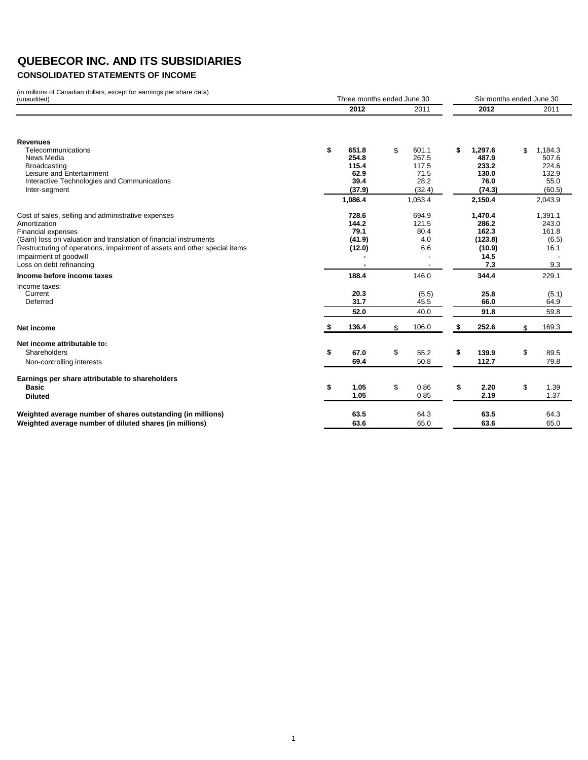# QUEBECOR INC. AND ITS SUBSIDIARIES

## CONSOLIDATED STATEMENTS OF INCOME

(in millions of Canadian dollars, except for earnings per share data)
(unaudited)

| | Three months ended June 30 | | Six months ended June 30 | |
|---|---|---|---|---|
| | **2012** | 2011 | **2012** | 2011 |
| **Revenues** | | | | |
| Telecommunications | **$ 651.8** | $ 601.1 | **$ 1,297.6** | $ 1,184.3 |
| News Media | **254.8** | 267.5 | **487.9** | 507.6 |
| Broadcasting | **115.4** | 117.5 | **233.2** | 224.6 |
| Leisure and Entertainment | **62.9** | 71.5 | **130.0** | 132.9 |
| Interactive Technologies and Communications | **39.4** | 28.2 | **76.0** | 55.0 |
| Inter-segment | **(37.9)** | (32.4) | **(74.3)** | (60.5) |
| | **1,086.4** | 1,053.4 | **2,150.4** | 2,043.9 |
| Cost of sales, selling and administrative expenses | **728.6** | 694.9 | **1,470.4** | 1,391.1 |
| Amortization | **144.2** | 121.5 | **286.2** | 243.0 |
| Financial expenses | **79.1** | 80.4 | **162.3** | 161.8 |
| (Gain) loss on valuation and translation of financial instruments | **(41.9)** | 4.0 | **(123.8)** | (6.5) |
| Restructuring of operations, impairment of assets and other special items | **(12.0)** | 6.6 | **(10.9)** | 16.1 |
| Impairment of goodwill | **-** | - | **14.5** | - |
| Loss on debt refinancing | **-** | - | **7.3** | 9.3 |
| **Income before income taxes** | **188.4** | 146.0 | **344.4** | 229.1 |
| Income taxes: | | | | |
| Current | **20.3** | (5.5) | **25.8** | (5.1) |
| Deferred | **31.7** | 45.5 | **66.0** | 64.9 |
| | **52.0** | 40.0 | **91.8** | 59.8 |
| **Net income** | **$ 136.4** | $ 106.0 | **$ 252.6** | $ 169.3 |
| **Net income attributable to:** | | | | |
| Shareholders | **$ 67.0** | $ 55.2 | **$ 139.9** | $ 89.5 |
| Non-controlling interests | **69.4** | 50.8 | **112.7** | 79.8 |
| **Earnings per share attributable to shareholders** | | | | |
| **Basic** | **$ 1.05** | $ 0.86 | **$ 2.20** | $ 1.39 |
| **Diluted** | **1.05** | 0.85 | **2.19** | 1.37 |
| **Weighted average number of shares outstanding (in millions)** | **63.5** | 64.3 | **63.5** | 64.3 |
| **Weighted average number of diluted shares (in millions)** | **63.6** | 65.0 | **63.6** | 65.0 |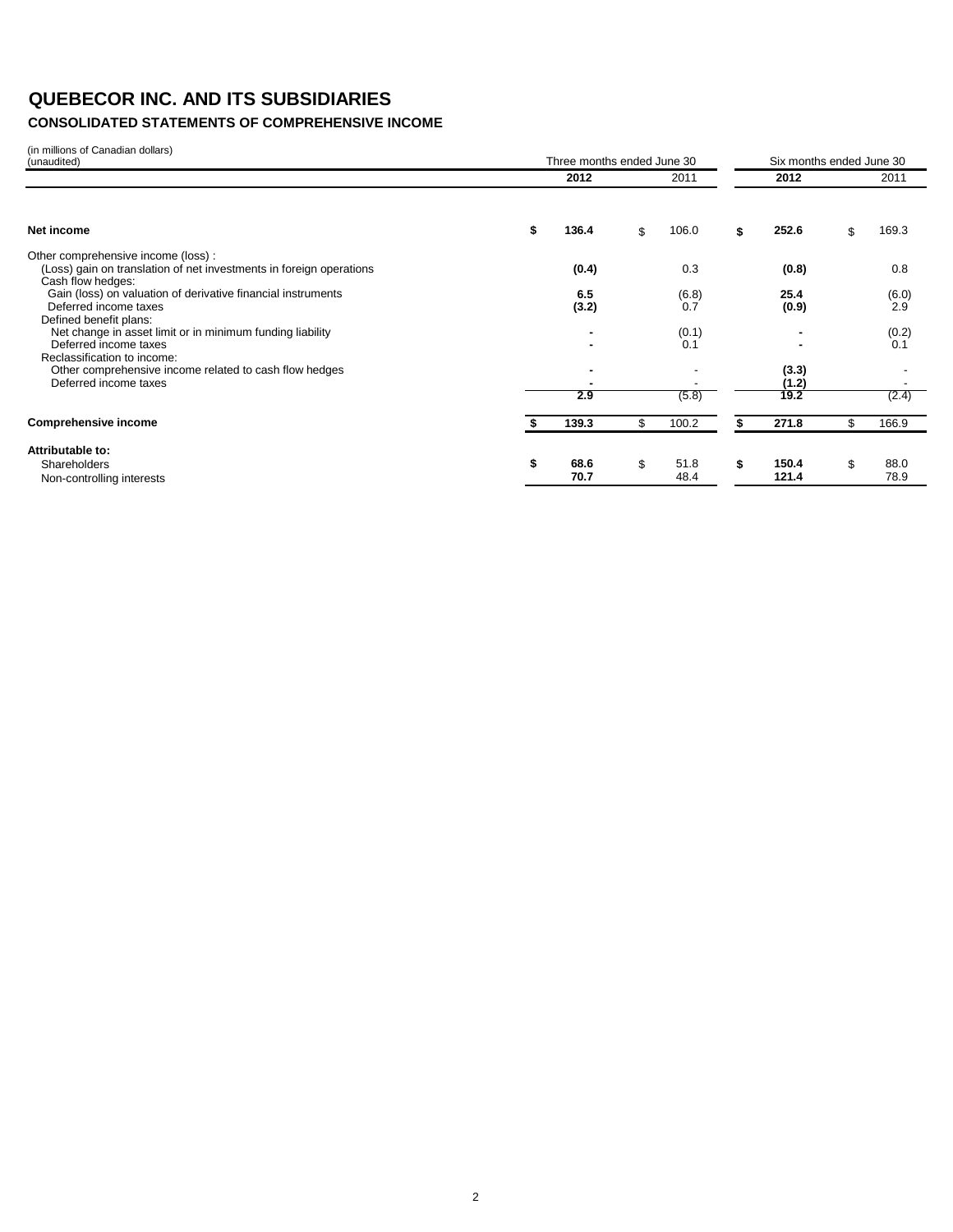# QUEBECOR INC. AND ITS SUBSIDIARIES

### CONSOLIDATED STATEMENTS OF COMPREHENSIVE INCOME

(in millions of Canadian dollars)
(unaudited)

| | Three months ended June 30 | | Six months ended June 30 | |
|---|---|---|---|---|
| | **2012** | 2011 | **2012** | 2011 |
| **Net income** | **$ 136.4** | $ 106.0 | **$ 252.6** | $ 169.3 |
| Other comprehensive income (loss) : | | | | |
| (Loss) gain on translation of net investments in foreign operations | **(0.4)** | 0.3 | **(0.8)** | 0.8 |
| Cash flow hedges: | | | | |
| Gain (loss) on valuation of derivative financial instruments | **6.5** | (6.8) | **25.4** | (6.0) |
| Deferred income taxes | **(3.2)** | 0.7 | **(0.9)** | 2.9 |
| Defined benefit plans: | | | | |
| Net change in asset limit or in minimum funding liability | **-** | (0.1) | **-** | (0.2) |
| Deferred income taxes | **-** | 0.1 | **-** | 0.1 |
| Reclassification to income: | | | | |
| Other comprehensive income related to cash flow hedges | **-** | - | **(3.3)** | - |
| Deferred income taxes | **-** | - | **(1.2)** | - |
| | **2.9** | (5.8) | **19.2** | (2.4) |
| **Comprehensive income** | **$ 139.3** | $ 100.2 | **$ 271.8** | $ 166.9 |
| **Attributable to:** | | | | |
| Shareholders | **$ 68.6** | $ 51.8 | **$ 150.4** | $ 88.0 |
| Non-controlling interests | **70.7** | 48.4 | **121.4** | 78.9 |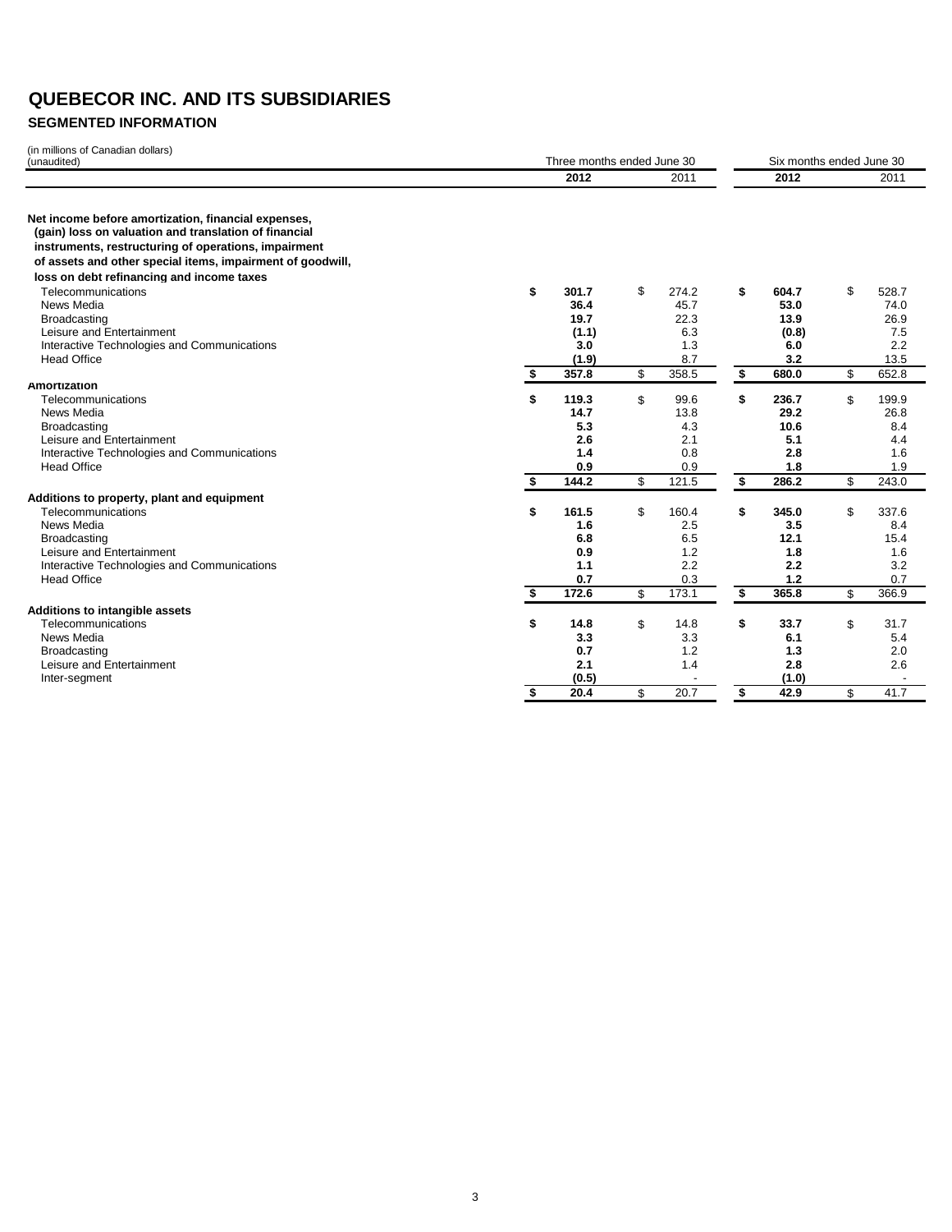# QUEBECOR INC. AND ITS SUBSIDIARIES

## SEGMENTED INFORMATION

(in millions of Canadian dollars)
(unaudited)

| | Three months ended June 30 | | Six months ended June 30 | |
|---|---|---|---|---|
| | **2012** | 2011 | **2012** | 2011 |
| **Net income before amortization, financial expenses, (gain) loss on valuation and translation of financial instruments, restructuring of operations, impairment of assets and other special items, impairment of goodwill, loss on debt refinancing and income taxes** | | | | |
| Telecommunications | **$ 301.7** | $ 274.2 | **$ 604.7** | $ 528.7 |
| News Media | **36.4** | 45.7 | **53.0** | 74.0 |
| Broadcasting | **19.7** | 22.3 | **13.9** | 26.9 |
| Leisure and Entertainment | **(1.1)** | 6.3 | **(0.8)** | 7.5 |
| Interactive Technologies and Communications | **3.0** | 1.3 | **6.0** | 2.2 |
| Head Office | **(1.9)** | 8.7 | **3.2** | 13.5 |
| | **$ 357.8** | $ 358.5 | **$ 680.0** | $ 652.8 |
| **Amortization** | | | | |
| Telecommunications | **$ 119.3** | $ 99.6 | **$ 236.7** | $ 199.9 |
| News Media | **14.7** | 13.8 | **29.2** | 26.8 |
| Broadcasting | **5.3** | 4.3 | **10.6** | 8.4 |
| Leisure and Entertainment | **2.6** | 2.1 | **5.1** | 4.4 |
| Interactive Technologies and Communications | **1.4** | 0.8 | **2.8** | 1.6 |
| Head Office | **0.9** | 0.9 | **1.8** | 1.9 |
| | **$ 144.2** | $ 121.5 | **$ 286.2** | $ 243.0 |
| **Additions to property, plant and equipment** | | | | |
| Telecommunications | **$ 161.5** | $ 160.4 | **$ 345.0** | $ 337.6 |
| News Media | **1.6** | 2.5 | **3.5** | 8.4 |
| Broadcasting | **6.8** | 6.5 | **12.1** | 15.4 |
| Leisure and Entertainment | **0.9** | 1.2 | **1.8** | 1.6 |
| Interactive Technologies and Communications | **1.1** | 2.2 | **2.2** | 3.2 |
| Head Office | **0.7** | 0.3 | **1.2** | 0.7 |
| | **$ 172.6** | $ 173.1 | **$ 365.8** | $ 366.9 |
| **Additions to intangible assets** | | | | |
| Telecommunications | **$ 14.8** | $ 14.8 | **$ 33.7** | $ 31.7 |
| News Media | **3.3** | 3.3 | **6.1** | 5.4 |
| Broadcasting | **0.7** | 1.2 | **1.3** | 2.0 |
| Leisure and Entertainment | **2.1** | 1.4 | **2.8** | 2.6 |
| Inter-segment | **(0.5)** | - | **(1.0)** | - |
| | **$ 20.4** | $ 20.7 | **$ 42.9** | $ 41.7 |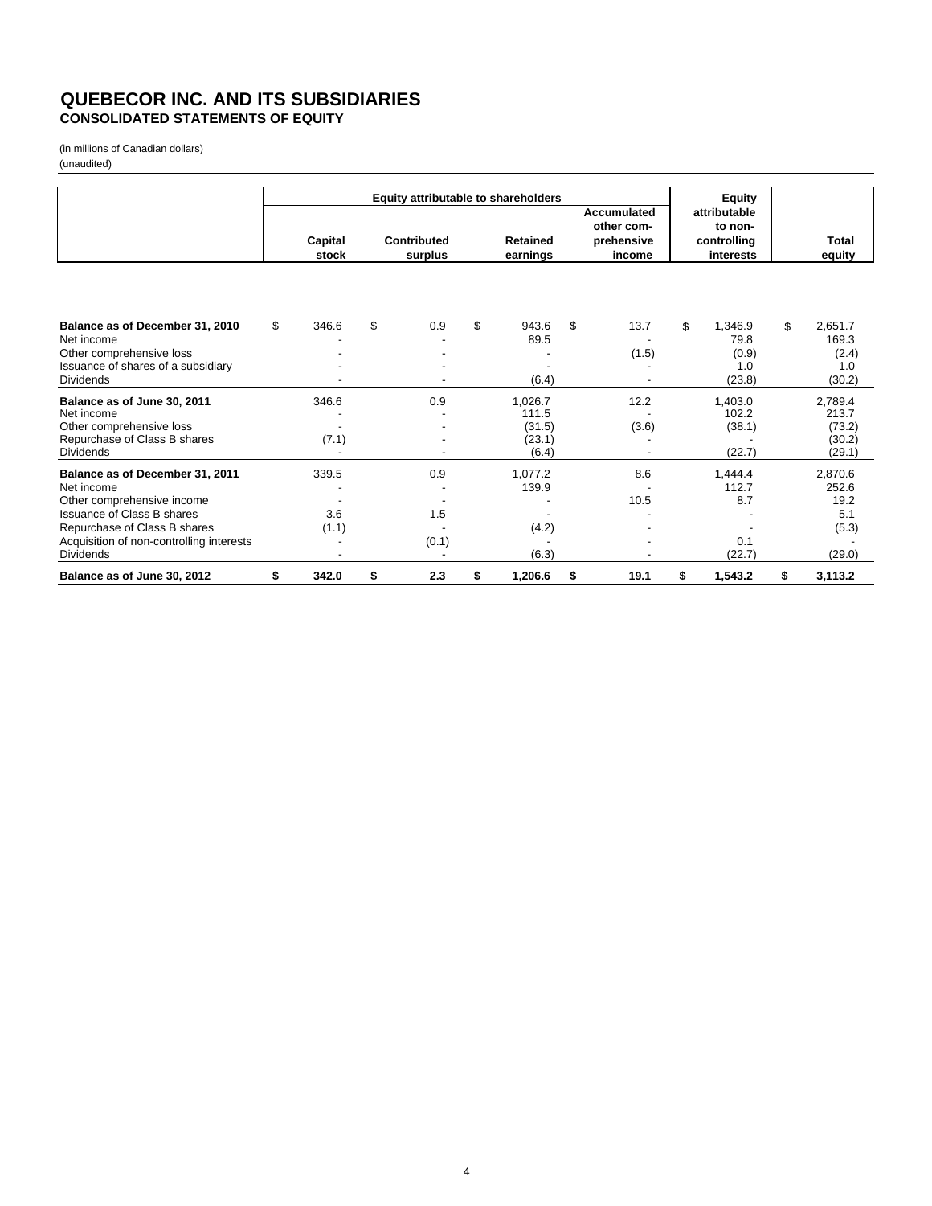# QUEBECOR INC. AND ITS SUBSIDIARIES
## CONSOLIDATED STATEMENTS OF EQUITY

(in millions of Canadian dollars)
(unaudited)

| | Equity attributable to shareholders | | | | Equity attributable to non-controlling interests | Total equity |
|---|---|---|---|---|---|---|
| | Capital stock | Contributed surplus | Retained earnings | Accumulated other comprehensive income | | |
| **Balance as of December 31, 2010** | $ 346.6 | $ 0.9 | $ 943.6 | $ 13.7 | $ 1,346.9 | $ 2,651.7 |
| Net income | - | - | 89.5 | - | 79.8 | 169.3 |
| Other comprehensive loss | - | - | - | (1.5) | (0.9) | (2.4) |
| Issuance of shares of a subsidiary | - | - | - | - | 1.0 | 1.0 |
| Dividends | - | - | (6.4) | - | (23.8) | (30.2) |
| **Balance as of June 30, 2011** | 346.6 | 0.9 | 1,026.7 | 12.2 | 1,403.0 | 2,789.4 |
| Net income | - | - | 111.5 | - | 102.2 | 213.7 |
| Other comprehensive loss | - | - | (31.5) | (3.6) | (38.1) | (73.2) |
| Repurchase of Class B shares | (7.1) | - | (23.1) | - | - | (30.2) |
| Dividends | - | - | (6.4) | - | (22.7) | (29.1) |
| **Balance as of December 31, 2011** | 339.5 | 0.9 | 1,077.2 | 8.6 | 1,444.4 | 2,870.6 |
| Net income | - | - | 139.9 | - | 112.7 | 252.6 |
| Other comprehensive income | - | - | - | 10.5 | 8.7 | 19.2 |
| Issuance of Class B shares | 3.6 | 1.5 | - | - | - | 5.1 |
| Repurchase of Class B shares | (1.1) | - | (4.2) | - | - | (5.3) |
| Acquisition of non-controlling interests | - | (0.1) | - | - | 0.1 | - |
| Dividends | - | - | (6.3) | - | (22.7) | (29.0) |
| **Balance as of June 30, 2012** | **$ 342.0** | **$ 2.3** | **$ 1,206.6** | **$ 19.1** | **$ 1,543.2** | **$ 3,113.2** |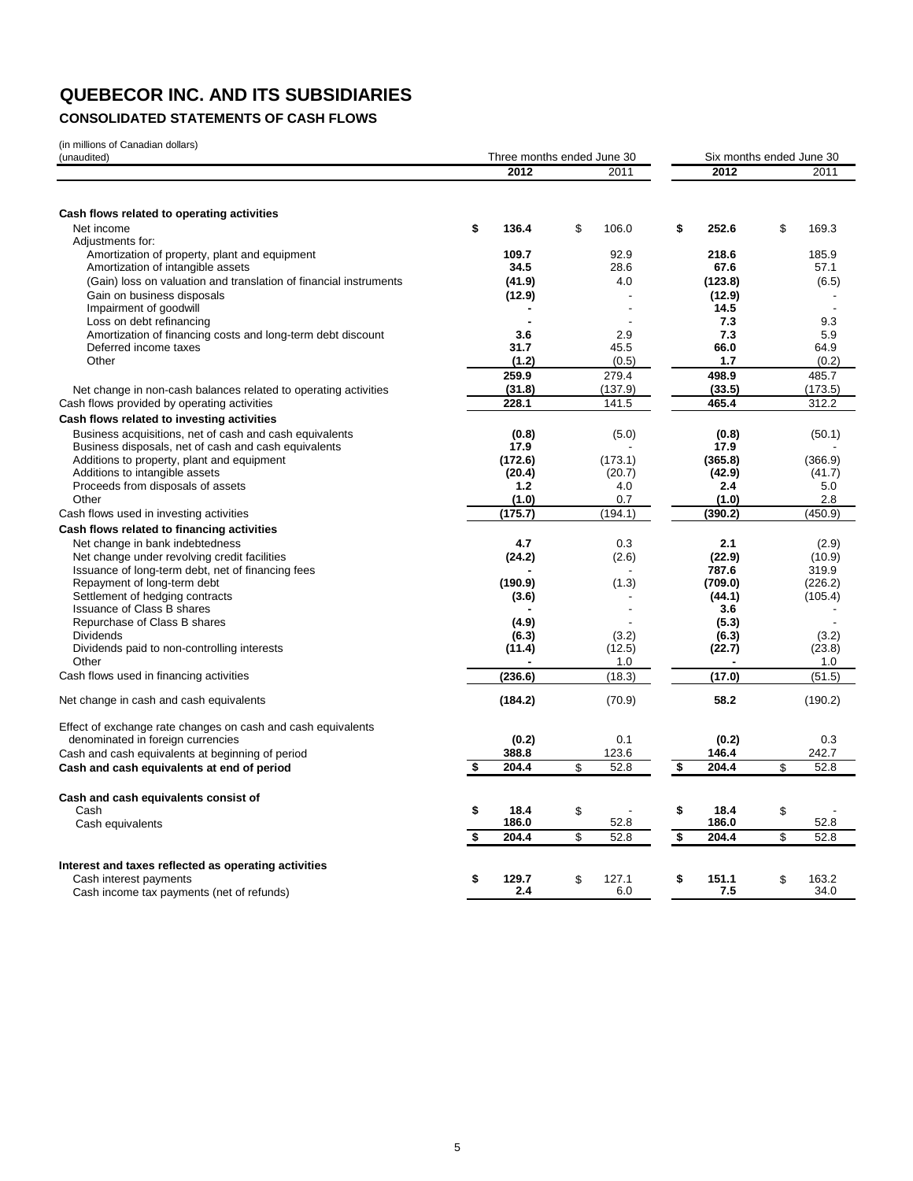# QUEBECOR INC. AND ITS SUBSIDIARIES

## CONSOLIDATED STATEMENTS OF CASH FLOWS

(in millions of Canadian dollars)
(unaudited)

| | Three months ended June 30 | | Six months ended June 30 | |
|---|---|---|---|---|
| | **2012** | 2011 | **2012** | 2011 |
| **Cash flows related to operating activities** | | | | |
| Net income | **$ 136.4** | $ 106.0 | **$ 252.6** | $ 169.3 |
| Adjustments for: | | | | |
| Amortization of property, plant and equipment | **109.7** | 92.9 | **218.6** | 185.9 |
| Amortization of intangible assets | **34.5** | 28.6 | **67.6** | 57.1 |
| (Gain) loss on valuation and translation of financial instruments | **(41.9)** | 4.0 | **(123.8)** | (6.5) |
| Gain on business disposals | **(12.9)** | - | **(12.9)** | - |
| Impairment of goodwill | **-** | - | **14.5** | - |
| Loss on debt refinancing | **-** | - | **7.3** | 9.3 |
| Amortization of financing costs and long-term debt discount | **3.6** | 2.9 | **7.3** | 5.9 |
| Deferred income taxes | **31.7** | 45.5 | **66.0** | 64.9 |
| Other | **(1.2)** | (0.5) | **1.7** | (0.2) |
| | **259.9** | 279.4 | **498.9** | 485.7 |
| Net change in non-cash balances related to operating activities | **(31.8)** | (137.9) | **(33.5)** | (173.5) |
| Cash flows provided by operating activities | **228.1** | 141.5 | **465.4** | 312.2 |
| **Cash flows related to investing activities** | | | | |
| Business acquisitions, net of cash and cash equivalents | **(0.8)** | (5.0) | **(0.8)** | (50.1) |
| Business disposals, net of cash and cash equivalents | **17.9** | - | **17.9** | - |
| Additions to property, plant and equipment | **(172.6)** | (173.1) | **(365.8)** | (366.9) |
| Additions to intangible assets | **(20.4)** | (20.7) | **(42.9)** | (41.7) |
| Proceeds from disposals of assets | **1.2** | 4.0 | **2.4** | 5.0 |
| Other | **(1.0)** | 0.7 | **(1.0)** | 2.8 |
| Cash flows used in investing activities | **(175.7)** | (194.1) | **(390.2)** | (450.9) |
| **Cash flows related to financing activities** | | | | |
| Net change in bank indebtedness | **4.7** | 0.3 | **2.1** | (2.9) |
| Net change under revolving credit facilities | **(24.2)** | (2.6) | **(22.9)** | (10.9) |
| Issuance of long-term debt, net of financing fees | **-** | - | **787.6** | 319.9 |
| Repayment of long-term debt | **(190.9)** | (1.3) | **(709.0)** | (226.2) |
| Settlement of hedging contracts | **(3.6)** | - | **(44.1)** | (105.4) |
| Issuance of Class B shares | **-** | - | **3.6** | - |
| Repurchase of Class B shares | **(4.9)** | - | **(5.3)** | - |
| Dividends | **(6.3)** | (3.2) | **(6.3)** | (3.2) |
| Dividends paid to non-controlling interests | **(11.4)** | (12.5) | **(22.7)** | (23.8) |
| Other | **-** | 1.0 | **-** | 1.0 |
| Cash flows used in financing activities | **(236.6)** | (18.3) | **(17.0)** | (51.5) |
| Net change in cash and cash equivalents | **(184.2)** | (70.9) | **58.2** | (190.2) |
| Effect of exchange rate changes on cash and cash equivalents denominated in foreign currencies | **(0.2)** | 0.1 | **(0.2)** | 0.3 |
| Cash and cash equivalents at beginning of period | **388.8** | 123.6 | **146.4** | 242.7 |
| **Cash and cash equivalents at end of period** | **$ 204.4** | $ 52.8 | **$ 204.4** | $ 52.8 |
| **Cash and cash equivalents consist of** | | | | |
| Cash | **$ 18.4** | $ - | **$ 18.4** | $ - |
| Cash equivalents | **186.0** | 52.8 | **186.0** | 52.8 |
| | **$ 204.4** | $ 52.8 | **$ 204.4** | $ 52.8 |
| **Interest and taxes reflected as operating activities** | | | | |
| Cash interest payments | **$ 129.7** | $ 127.1 | **$ 151.1** | $ 163.2 |
| Cash income tax payments (net of refunds) | **2.4** | 6.0 | **7.5** | 34.0 |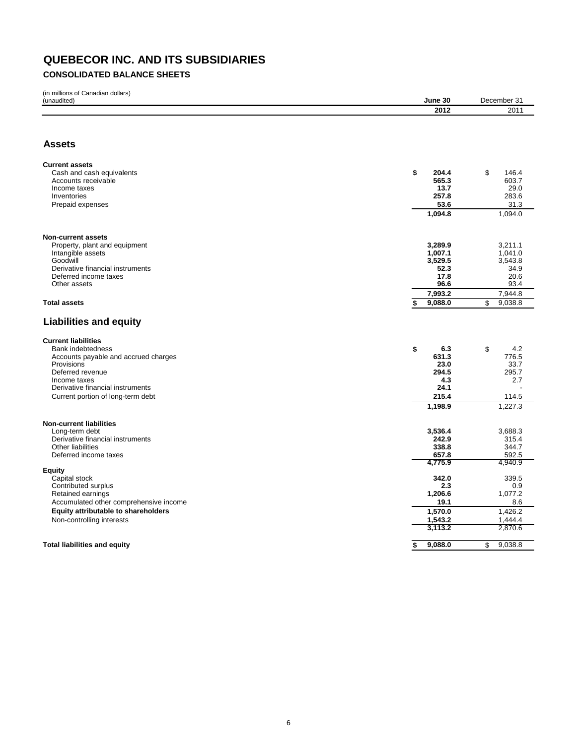# QUEBECOR INC. AND ITS SUBSIDIARIES

## CONSOLIDATED BALANCE SHEETS

(in millions of Canadian dollars)
(unaudited)

| | June 30 2012 | December 31 2011 |
|---|---|---|
| **Assets** | | |
| **Current assets** | | |
| Cash and cash equivalents | **$ 204.4** | $ 146.4 |
| Accounts receivable | **565.3** | 603.7 |
| Income taxes | **13.7** | 29.0 |
| Inventories | **257.8** | 283.6 |
| Prepaid expenses | **53.6** | 31.3 |
| | **1,094.8** | 1,094.0 |
| **Non-current assets** | | |
| Property, plant and equipment | **3,289.9** | 3,211.1 |
| Intangible assets | **1,007.1** | 1,041.0 |
| Goodwill | **3,529.5** | 3,543.8 |
| Derivative financial instruments | **52.3** | 34.9 |
| Deferred income taxes | **17.8** | 20.6 |
| Other assets | **96.6** | 93.4 |
| | **7,993.2** | 7,944.8 |
| **Total assets** | **$ 9,088.0** | $ 9,038.8 |
| **Liabilities and equity** | | |
| **Current liabilities** | | |
| Bank indebtedness | **$ 6.3** | $ 4.2 |
| Accounts payable and accrued charges | **631.3** | 776.5 |
| Provisions | **23.0** | 33.7 |
| Deferred revenue | **294.5** | 295.7 |
| Income taxes | **4.3** | 2.7 |
| Derivative financial instruments | **24.1** | - |
| Current portion of long-term debt | **215.4** | 114.5 |
| | **1,198.9** | 1,227.3 |
| **Non-current liabilities** | | |
| Long-term debt | **3,536.4** | 3,688.3 |
| Derivative financial instruments | **242.9** | 315.4 |
| Other liabilities | **338.8** | 344.7 |
| Deferred income taxes | **657.8** | 592.5 |
| | **4,775.9** | 4,940.9 |
| **Equity** | | |
| Capital stock | **342.0** | 339.5 |
| Contributed surplus | **2.3** | 0.9 |
| Retained earnings | **1,206.6** | 1,077.2 |
| Accumulated other comprehensive income | **19.1** | 8.6 |
| **Equity attributable to shareholders** | **1,570.0** | 1,426.2 |
| Non-controlling interests | **1,543.2** | 1,444.4 |
| | **3,113.2** | 2,870.6 |
| **Total liabilities and equity** | **$ 9,088.0** | $ 9,038.8 |